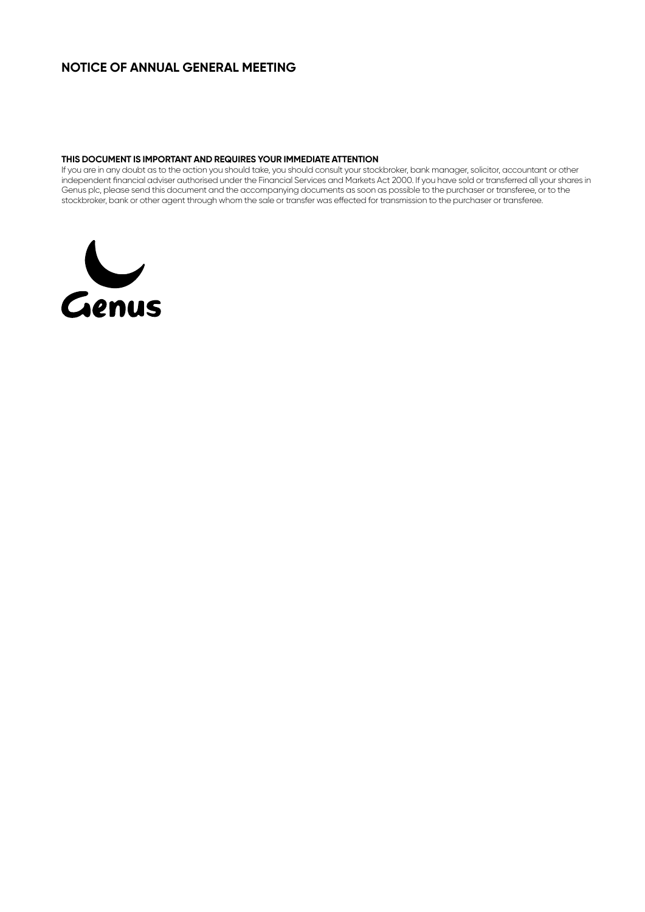# NOTICE OF ANNUAL GENERAL MEETING

**THIS DOCUMENT IS IMPORTANT AND REQUIRES YOUR IMMEDIATE ATTENTION**

If you are in any doubt as to the action you should take, you should consult your stockbroker, bank manager, solicitor, accountant or other independent financial adviser authorised under the Financial Services and Markets Act 2000. If you have sold or transferred all your shares in Genus plc, please send this document and the accompanying documents as soon as possible to the purchaser or transferee, or to the stockbroker, bank or other agent through whom the sale or transfer was effected for transmission to the purchaser or transferee.

Genus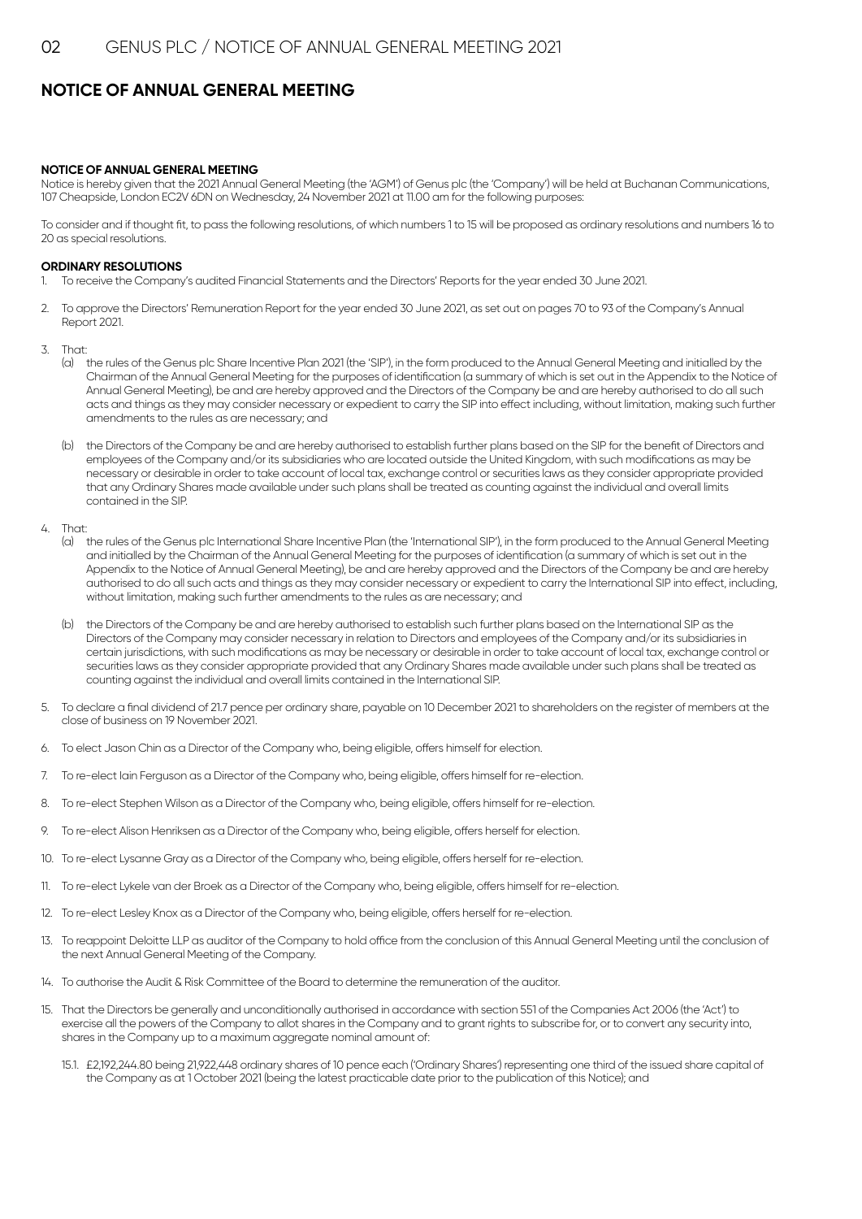# NOTICE OF ANNUAL GENERAL MEETING

**NOTICE OF ANNUAL GENERAL MEETING**

Notice is hereby given that the 2021 Annual General Meeting (the 'AGM') of Genus plc (the 'Company') will be held at Buchanan Communications, 107 Cheapside, London EC2V 6DN on Wednesday, 24 November 2021 at 11.00 am for the following purposes:

To consider and if thought fit, to pass the following resolutions, of which numbers 1 to 15 will be proposed as ordinary resolutions and numbers 16 to 20 as special resolutions.

**ORDINARY RESOLUTIONS**

1. To receive the Company's audited Financial Statements and the Directors' Reports for the year ended 30 June 2021.
2. To approve the Directors' Remuneration Report for the year ended 30 June 2021, as set out on pages 70 to 93 of the Company's Annual Report 2021.
3. That:
   (a) the rules of the Genus plc Share Incentive Plan 2021 (the 'SIP'), in the form produced to the Annual General Meeting and initialled by the Chairman of the Annual General Meeting for the purposes of identification (a summary of which is set out in the Appendix to the Notice of Annual General Meeting), be and are hereby approved and the Directors of the Company be and are hereby authorised to do all such acts and things as they may consider necessary or expedient to carry the SIP into effect including, without limitation, making such further amendments to the rules as are necessary; and

   (b) the Directors of the Company be and are hereby authorised to establish further plans based on the SIP for the benefit of Directors and employees of the Company and/or its subsidiaries who are located outside the United Kingdom, with such modifications as may be necessary or desirable in order to take account of local tax, exchange control or securities laws as they consider appropriate provided that any Ordinary Shares made available under such plans shall be treated as counting against the individual and overall limits contained in the SIP.
4. That:
   (a) the rules of the Genus plc International Share Incentive Plan (the 'International SIP'), in the form produced to the Annual General Meeting and initialled by the Chairman of the Annual General Meeting for the purposes of identification (a summary of which is set out in the Appendix to the Notice of Annual General Meeting), be and are hereby approved and the Directors of the Company be and are hereby authorised to do all such acts and things as they may consider necessary or expedient to carry the International SIP into effect, including, without limitation, making such further amendments to the rules as are necessary; and

   (b) the Directors of the Company be and are hereby authorised to establish such further plans based on the International SIP as the Directors of the Company may consider necessary in relation to Directors and employees of the Company and/or its subsidiaries in certain jurisdictions, with such modifications as may be necessary or desirable in order to take account of local tax, exchange control or securities laws as they consider appropriate provided that any Ordinary Shares made available under such plans shall be treated as counting against the individual and overall limits contained in the International SIP.
5. To declare a final dividend of 21.7 pence per ordinary share, payable on 10 December 2021 to shareholders on the register of members at the close of business on 19 November 2021.
6. To elect Jason Chin as a Director of the Company who, being eligible, offers himself for election.
7. To re-elect Iain Ferguson as a Director of the Company who, being eligible, offers himself for re-election.
8. To re-elect Stephen Wilson as a Director of the Company who, being eligible, offers himself for re-election.
9. To re-elect Alison Henriksen as a Director of the Company who, being eligible, offers herself for election.
10. To re-elect Lysanne Gray as a Director of the Company who, being eligible, offers herself for re-election.
11. To re-elect Lykele van der Broek as a Director of the Company who, being eligible, offers himself for re-election.
12. To re-elect Lesley Knox as a Director of the Company who, being eligible, offers herself for re-election.
13. To reappoint Deloitte LLP as auditor of the Company to hold office from the conclusion of this Annual General Meeting until the conclusion of the next Annual General Meeting of the Company.
14. To authorise the Audit & Risk Committee of the Board to determine the remuneration of the auditor.
15. That the Directors be generally and unconditionally authorised in accordance with section 551 of the Companies Act 2006 (the 'Act') to exercise all the powers of the Company to allot shares in the Company and to grant rights to subscribe for, or to convert any security into, shares in the Company up to a maximum aggregate nominal amount of:

    15.1. £2,192,244.80 being 21,922,448 ordinary shares of 10 pence each ('Ordinary Shares') representing one third of the issued share capital of the Company as at 1 October 2021 (being the latest practicable date prior to the publication of this Notice); and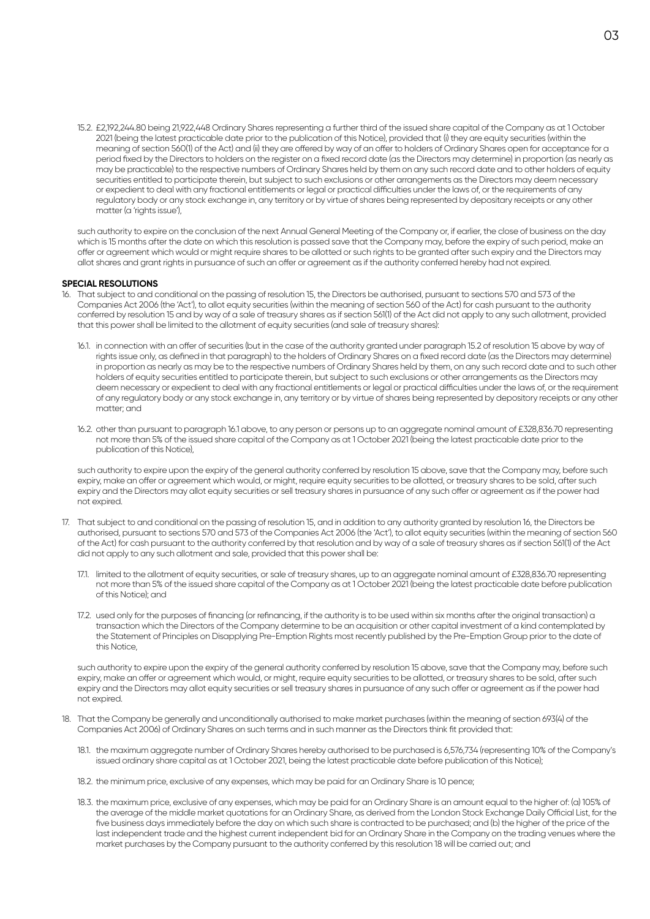15.2. £2,192,244.80 being 21,922,448 Ordinary Shares representing a further third of the issued share capital of the Company as at 1 October 2021 (being the latest practicable date prior to the publication of this Notice), provided that (i) they are equity securities (within the meaning of section 560(1) of the Act) and (ii) they are offered by way of an offer to holders of Ordinary Shares open for acceptance for a period fixed by the Directors to holders on the register on a fixed record date (as the Directors may determine) in proportion (as nearly as may be practicable) to the respective numbers of Ordinary Shares held by them on any such record date and to other holders of equity securities entitled to participate therein, but subject to such exclusions or other arrangements as the Directors may deem necessary or expedient to deal with any fractional entitlements or legal or practical difficulties under the laws of, or the requirements of any regulatory body or any stock exchange in, any territory or by virtue of shares being represented by depositary receipts or any other matter (a 'rights issue'),

such authority to expire on the conclusion of the next Annual General Meeting of the Company or, if earlier, the close of business on the day which is 15 months after the date on which this resolution is passed save that the Company may, before the expiry of such period, make an offer or agreement which would or might require shares to be allotted or such rights to be granted after such expiry and the Directors may allot shares and grant rights in pursuance of such an offer or agreement as if the authority conferred hereby had not expired.

**SPECIAL RESOLUTIONS**

16. That subject to and conditional on the passing of resolution 15, the Directors be authorised, pursuant to sections 570 and 573 of the Companies Act 2006 (the 'Act'), to allot equity securities (within the meaning of section 560 of the Act) for cash pursuant to the authority conferred by resolution 15 and by way of a sale of treasury shares as if section 561(1) of the Act did not apply to any such allotment, provided that this power shall be limited to the allotment of equity securities (and sale of treasury shares):

    16.1. in connection with an offer of securities (but in the case of the authority granted under paragraph 15.2 of resolution 15 above by way of rights issue only, as defined in that paragraph) to the holders of Ordinary Shares on a fixed record date (as the Directors may determine) in proportion as nearly as may be to the respective numbers of Ordinary Shares held by them, on any such record date and to such other holders of equity securities entitled to participate therein, but subject to such exclusions or other arrangements as the Directors may deem necessary or expedient to deal with any fractional entitlements or legal or practical difficulties under the laws of, or the requirement of any regulatory body or any stock exchange in, any territory or by virtue of shares being represented by depository receipts or any other matter; and

    16.2. other than pursuant to paragraph 16.1 above, to any person or persons up to an aggregate nominal amount of £328,836.70 representing not more than 5% of the issued share capital of the Company as at 1 October 2021 (being the latest practicable date prior to the publication of this Notice),

    such authority to expire upon the expiry of the general authority conferred by resolution 15 above, save that the Company may, before such expiry, make an offer or agreement which would, or might, require equity securities to be allotted, or treasury shares to be sold, after such expiry and the Directors may allot equity securities or sell treasury shares in pursuance of any such offer or agreement as if the power had not expired.

17. That subject to and conditional on the passing of resolution 15, and in addition to any authority granted by resolution 16, the Directors be authorised, pursuant to sections 570 and 573 of the Companies Act 2006 (the 'Act'), to allot equity securities (within the meaning of section 560 of the Act) for cash pursuant to the authority conferred by that resolution and by way of a sale of treasury shares as if section 561(1) of the Act did not apply to any such allotment and sale, provided that this power shall be:

    17.1. limited to the allotment of equity securities, or sale of treasury shares, up to an aggregate nominal amount of £328,836.70 representing not more than 5% of the issued share capital of the Company as at 1 October 2021 (being the latest practicable date before publication of this Notice); and

    17.2. used only for the purposes of financing (or refinancing, if the authority is to be used within six months after the original transaction) a transaction which the Directors of the Company determine to be an acquisition or other capital investment of a kind contemplated by the Statement of Principles on Disapplying Pre-Emption Rights most recently published by the Pre-Emption Group prior to the date of this Notice,

    such authority to expire upon the expiry of the general authority conferred by resolution 15 above, save that the Company may, before such expiry, make an offer or agreement which would, or might, require equity securities to be allotted, or treasury shares to be sold, after such expiry and the Directors may allot equity securities or sell treasury shares in pursuance of any such offer or agreement as if the power had not expired.

18. That the Company be generally and unconditionally authorised to make market purchases (within the meaning of section 693(4) of the Companies Act 2006) of Ordinary Shares on such terms and in such manner as the Directors think fit provided that:

    18.1. the maximum aggregate number of Ordinary Shares hereby authorised to be purchased is 6,576,734 (representing 10% of the Company's issued ordinary share capital as at 1 October 2021, being the latest practicable date before publication of this Notice);

    18.2. the minimum price, exclusive of any expenses, which may be paid for an Ordinary Share is 10 pence;

    18.3. the maximum price, exclusive of any expenses, which may be paid for an Ordinary Share is an amount equal to the higher of: (a) 105% of the average of the middle market quotations for an Ordinary Share, as derived from the London Stock Exchange Daily Official List, for the five business days immediately before the day on which such share is contracted to be purchased; and (b) the higher of the price of the last independent trade and the highest current independent bid for an Ordinary Share in the Company on the trading venues where the market purchases by the Company pursuant to the authority conferred by this resolution 18 will be carried out; and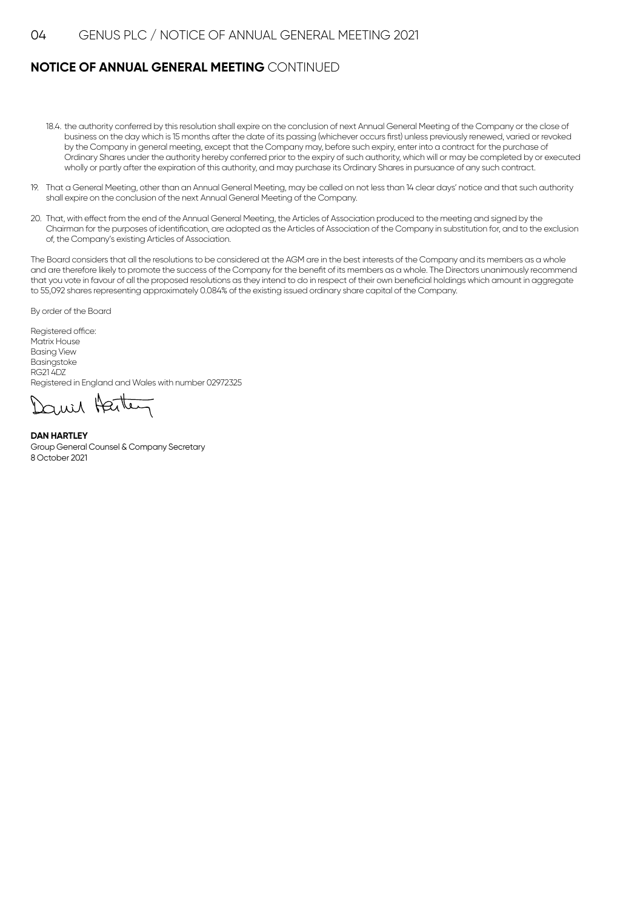## **NOTICE OF ANNUAL GENERAL MEETING** CONTINUED

18.4. the authority conferred by this resolution shall expire on the conclusion of next Annual General Meeting of the Company or the close of business on the day which is 15 months after the date of its passing (whichever occurs first) unless previously renewed, varied or revoked by the Company in general meeting, except that the Company may, before such expiry, enter into a contract for the purchase of Ordinary Shares under the authority hereby conferred prior to the expiry of such authority, which will or may be completed by or executed wholly or partly after the expiration of this authority, and may purchase its Ordinary Shares in pursuance of any such contract.

19. That a General Meeting, other than an Annual General Meeting, may be called on not less than 14 clear days' notice and that such authority shall expire on the conclusion of the next Annual General Meeting of the Company.

20. That, with effect from the end of the Annual General Meeting, the Articles of Association produced to the meeting and signed by the Chairman for the purposes of identification, are adopted as the Articles of Association of the Company in substitution for, and to the exclusion of, the Company's existing Articles of Association.

The Board considers that all the resolutions to be considered at the AGM are in the best interests of the Company and its members as a whole and are therefore likely to promote the success of the Company for the benefit of its members as a whole. The Directors unanimously recommend that you vote in favour of all the proposed resolutions as they intend to do in respect of their own beneficial holdings which amount in aggregate to 55,092 shares representing approximately 0.084% of the existing issued ordinary share capital of the Company.

By order of the Board

Registered office:
Matrix House
Basing View
Basingstoke
RG21 4DZ
Registered in England and Wales with number 02972325

**DAN HARTLEY**
Group General Counsel & Company Secretary
8 October 2021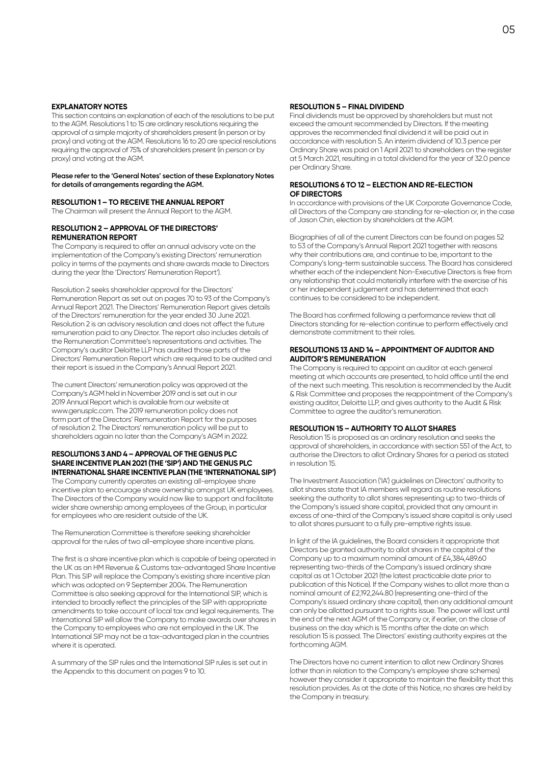## EXPLANATORY NOTES

This section contains an explanation of each of the resolutions to be put to the AGM. Resolutions 1 to 15 are ordinary resolutions requiring the approval of a simple majority of shareholders present (in person or by proxy) and voting at the AGM. Resolutions 16 to 20 are special resolutions requiring the approval of 75% of shareholders present (in person or by proxy) and voting at the AGM.

**Please refer to the 'General Notes' section of these Explanatory Notes for details of arrangements regarding the AGM.**

### RESOLUTION 1 – TO RECEIVE THE ANNUAL REPORT

The Chairman will present the Annual Report to the AGM.

### RESOLUTION 2 – APPROVAL OF THE DIRECTORS' REMUNERATION REPORT

The Company is required to offer an annual advisory vote on the implementation of the Company's existing Directors' remuneration policy in terms of the payments and share awards made to Directors during the year (the 'Directors' Remuneration Report').

Resolution 2 seeks shareholder approval for the Directors' Remuneration Report as set out on pages 70 to 93 of the Company's Annual Report 2021. The Directors' Remuneration Report gives details of the Directors' remuneration for the year ended 30 June 2021. Resolution 2 is an advisory resolution and does not affect the future remuneration paid to any Director. The report also includes details of the Remuneration Committee's representations and activities. The Company's auditor Deloitte LLP has audited those parts of the Directors' Remuneration Report which are required to be audited and their report is issued in the Company's Annual Report 2021.

The current Directors' remuneration policy was approved at the Company's AGM held in November 2019 and is set out in our 2019 Annual Report which is available from our website at www.genusplc.com. The 2019 remuneration policy does not form part of the Directors' Remuneration Report for the purposes of resolution 2. The Directors' remuneration policy will be put to shareholders again no later than the Company's AGM in 2022.

### RESOLUTIONS 3 AND 4 – APPROVAL OF THE GENUS PLC SHARE INCENTIVE PLAN 2021 (THE 'SIP') AND THE GENUS PLC INTERNATIONAL SHARE INCENTIVE PLAN (THE 'INTERNATIONAL SIP')

The Company currently operates an existing all-employee share incentive plan to encourage share ownership amongst UK employees. The Directors of the Company would now like to support and facilitate wider share ownership among employees of the Group, in particular for employees who are resident outside of the UK.

The Remuneration Committee is therefore seeking shareholder approval for the rules of two all-employee share incentive plans.

The first is a share incentive plan which is capable of being operated in the UK as an HM Revenue & Customs tax-advantaged Share Incentive Plan. This SIP will replace the Company's existing share incentive plan which was adopted on 9 September 2004. The Remuneration Committee is also seeking approval for the International SIP, which is intended to broadly reflect the principles of the SIP with appropriate amendments to take account of local tax and legal requirements. The International SIP will allow the Company to make awards over shares in the Company to employees who are not employed in the UK. The International SIP may not be a tax-advantaged plan in the countries where it is operated.

A summary of the SIP rules and the International SIP rules is set out in the Appendix to this document on pages 9 to 10.

### RESOLUTION 5 – FINAL DIVIDEND

Final dividends must be approved by shareholders but must not exceed the amount recommended by Directors. If the meeting approves the recommended final dividend it will be paid out in accordance with resolution 5. An interim dividend of 10.3 pence per Ordinary Share was paid on 1 April 2021 to shareholders on the register at 5 March 2021, resulting in a total dividend for the year of 32.0 pence per Ordinary Share.

### RESOLUTIONS 6 TO 12 – ELECTION AND RE-ELECTION OF DIRECTORS

In accordance with provisions of the UK Corporate Governance Code, all Directors of the Company are standing for re-election or, in the case of Jason Chin, election by shareholders at the AGM.

Biographies of all of the current Directors can be found on pages 52 to 53 of the Company's Annual Report 2021 together with reasons why their contributions are, and continue to be, important to the Company's long-term sustainable success. The Board has considered whether each of the independent Non-Executive Directors is free from any relationship that could materially interfere with the exercise of his or her independent judgement and has determined that each continues to be considered to be independent.

The Board has confirmed following a performance review that all Directors standing for re-election continue to perform effectively and demonstrate commitment to their roles.

### RESOLUTIONS 13 AND 14 – APPOINTMENT OF AUDITOR AND AUDITOR'S REMUNERATION

The Company is required to appoint an auditor at each general meeting at which accounts are presented, to hold office until the end of the next such meeting. This resolution is recommended by the Audit & Risk Committee and proposes the reappointment of the Company's existing auditor, Deloitte LLP, and gives authority to the Audit & Risk Committee to agree the auditor's remuneration.

### RESOLUTION 15 – AUTHORITY TO ALLOT SHARES

Resolution 15 is proposed as an ordinary resolution and seeks the approval of shareholders, in accordance with section 551 of the Act, to authorise the Directors to allot Ordinary Shares for a period as stated in resolution 15.

The Investment Association ('IA') guidelines on Directors' authority to allot shares state that IA members will regard as routine resolutions seeking the authority to allot shares representing up to two-thirds of the Company's issued share capital, provided that any amount in excess of one-third of the Company's issued share capital is only used to allot shares pursuant to a fully pre-emptive rights issue.

In light of the IA guidelines, the Board considers it appropriate that Directors be granted authority to allot shares in the capital of the Company up to a maximum nominal amount of £4,384,489.60 representing two-thirds of the Company's issued ordinary share capital as at 1 October 2021 (the latest practicable date prior to publication of this Notice). If the Company wishes to allot more than a nominal amount of £2,192,244.80 (representing one-third of the Company's issued ordinary share capital), then any additional amount can only be allotted pursuant to a rights issue. The power will last until the end of the next AGM of the Company or, if earlier, on the close of business on the day which is 15 months after the date on which resolution 15 is passed. The Directors' existing authority expires at the forthcoming AGM.

The Directors have no current intention to allot new Ordinary Shares (other than in relation to the Company's employee share schemes) however they consider it appropriate to maintain the flexibility that this resolution provides. As at the date of this Notice, no shares are held by the Company in treasury.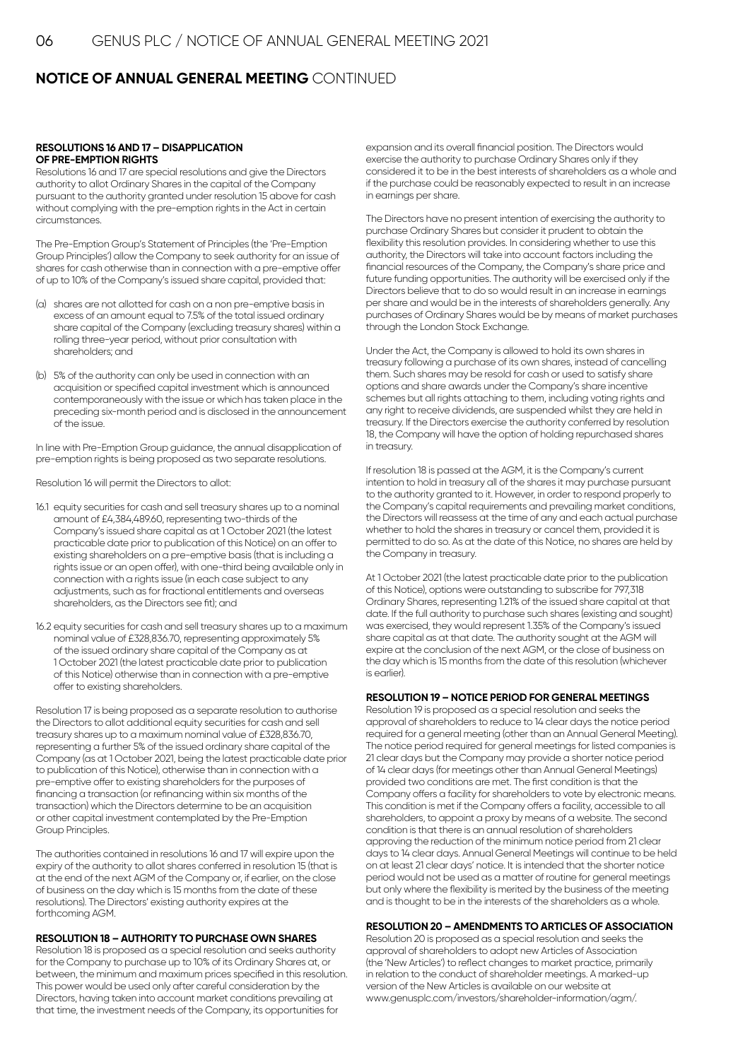## NOTICE OF ANNUAL GENERAL MEETING CONTINUED

### RESOLUTIONS 16 AND 17 – DISAPPLICATION OF PRE-EMPTION RIGHTS

Resolutions 16 and 17 are special resolutions and give the Directors authority to allot Ordinary Shares in the capital of the Company pursuant to the authority granted under resolution 15 above for cash without complying with the pre-emption rights in the Act in certain circumstances.

The Pre-Emption Group's Statement of Principles (the 'Pre-Emption Group Principles') allow the Company to seek authority for an issue of shares for cash otherwise than in connection with a pre-emptive offer of up to 10% of the Company's issued share capital, provided that:

(a) shares are not allotted for cash on a non pre-emptive basis in excess of an amount equal to 7.5% of the total issued ordinary share capital of the Company (excluding treasury shares) within a rolling three-year period, without prior consultation with shareholders; and

(b) 5% of the authority can only be used in connection with an acquisition or specified capital investment which is announced contemporaneously with the issue or which has taken place in the preceding six-month period and is disclosed in the announcement of the issue.

In line with Pre-Emption Group guidance, the annual disapplication of pre-emption rights is being proposed as two separate resolutions.

Resolution 16 will permit the Directors to allot:

16.1 equity securities for cash and sell treasury shares up to a nominal amount of £4,384,489.60, representing two-thirds of the Company's issued share capital as at 1 October 2021 (the latest practicable date prior to publication of this Notice) on an offer to existing shareholders on a pre-emptive basis (that is including a rights issue or an open offer), with one-third being available only in connection with a rights issue (in each case subject to any adjustments, such as for fractional entitlements and overseas shareholders, as the Directors see fit); and

16.2 equity securities for cash and sell treasury shares up to a maximum nominal value of £328,836.70, representing approximately 5% of the issued ordinary share capital of the Company as at 1 October 2021 (the latest practicable date prior to publication of this Notice) otherwise than in connection with a pre-emptive offer to existing shareholders.

Resolution 17 is being proposed as a separate resolution to authorise the Directors to allot additional equity securities for cash and sell treasury shares up to a maximum nominal value of £328,836.70, representing a further 5% of the issued ordinary share capital of the Company (as at 1 October 2021, being the latest practicable date prior to publication of this Notice), otherwise than in connection with a pre-emptive offer to existing shareholders for the purposes of financing a transaction (or refinancing within six months of the transaction) which the Directors determine to be an acquisition or other capital investment contemplated by the Pre-Emption Group Principles.

The authorities contained in resolutions 16 and 17 will expire upon the expiry of the authority to allot shares conferred in resolution 15 (that is at the end of the next AGM of the Company or, if earlier, on the close of business on the day which is 15 months from the date of these resolutions). The Directors' existing authority expires at the forthcoming AGM.

### RESOLUTION 18 – AUTHORITY TO PURCHASE OWN SHARES

Resolution 18 is proposed as a special resolution and seeks authority for the Company to purchase up to 10% of its Ordinary Shares at, or between, the minimum and maximum prices specified in this resolution. This power would be used only after careful consideration by the Directors, having taken into account market conditions prevailing at that time, the investment needs of the Company, its opportunities for expansion and its overall financial position. The Directors would exercise the authority to purchase Ordinary Shares only if they considered it to be in the best interests of shareholders as a whole and if the purchase could be reasonably expected to result in an increase in earnings per share.

The Directors have no present intention of exercising the authority to purchase Ordinary Shares but consider it prudent to obtain the flexibility this resolution provides. In considering whether to use this authority, the Directors will take into account factors including the financial resources of the Company, the Company's share price and future funding opportunities. The authority will be exercised only if the Directors believe that to do so would result in an increase in earnings per share and would be in the interests of shareholders generally. Any purchases of Ordinary Shares would be by means of market purchases through the London Stock Exchange.

Under the Act, the Company is allowed to hold its own shares in treasury following a purchase of its own shares, instead of cancelling them. Such shares may be resold for cash or used to satisfy share options and share awards under the Company's share incentive schemes but all rights attaching to them, including voting rights and any right to receive dividends, are suspended whilst they are held in treasury. If the Directors exercise the authority conferred by resolution 18, the Company will have the option of holding repurchased shares in treasury.

If resolution 18 is passed at the AGM, it is the Company's current intention to hold in treasury all of the shares it may purchase pursuant to the authority granted to it. However, in order to respond properly to the Company's capital requirements and prevailing market conditions, the Directors will reassess at the time of any and each actual purchase whether to hold the shares in treasury or cancel them, provided it is permitted to do so. As at the date of this Notice, no shares are held by the Company in treasury.

At 1 October 2021 (the latest practicable date prior to the publication of this Notice), options were outstanding to subscribe for 797,318 Ordinary Shares, representing 1.21% of the issued share capital at that date. If the full authority to purchase such shares (existing and sought) was exercised, they would represent 1.35% of the Company's issued share capital as at that date. The authority sought at the AGM will expire at the conclusion of the next AGM, or the close of business on the day which is 15 months from the date of this resolution (whichever is earlier).

### RESOLUTION 19 – NOTICE PERIOD FOR GENERAL MEETINGS

Resolution 19 is proposed as a special resolution and seeks the approval of shareholders to reduce to 14 clear days the notice period required for a general meeting (other than an Annual General Meeting). The notice period required for general meetings for listed companies is 21 clear days but the Company may provide a shorter notice period of 14 clear days (for meetings other than Annual General Meetings) provided two conditions are met. The first condition is that the Company offers a facility for shareholders to vote by electronic means. This condition is met if the Company offers a facility, accessible to all shareholders, to appoint a proxy by means of a website. The second condition is that there is an annual resolution of shareholders approving the reduction of the minimum notice period from 21 clear days to 14 clear days. Annual General Meetings will continue to be held on at least 21 clear days' notice. It is intended that the shorter notice period would not be used as a matter of routine for general meetings but only where the flexibility is merited by the business of the meeting and is thought to be in the interests of the shareholders as a whole.

### RESOLUTION 20 – AMENDMENTS TO ARTICLES OF ASSOCIATION

Resolution 20 is proposed as a special resolution and seeks the approval of shareholders to adopt new Articles of Association (the 'New Articles') to reflect changes to market practice, primarily in relation to the conduct of shareholder meetings. A marked-up version of the New Articles is available on our website at www.genusplc.com/investors/shareholder-information/agm/.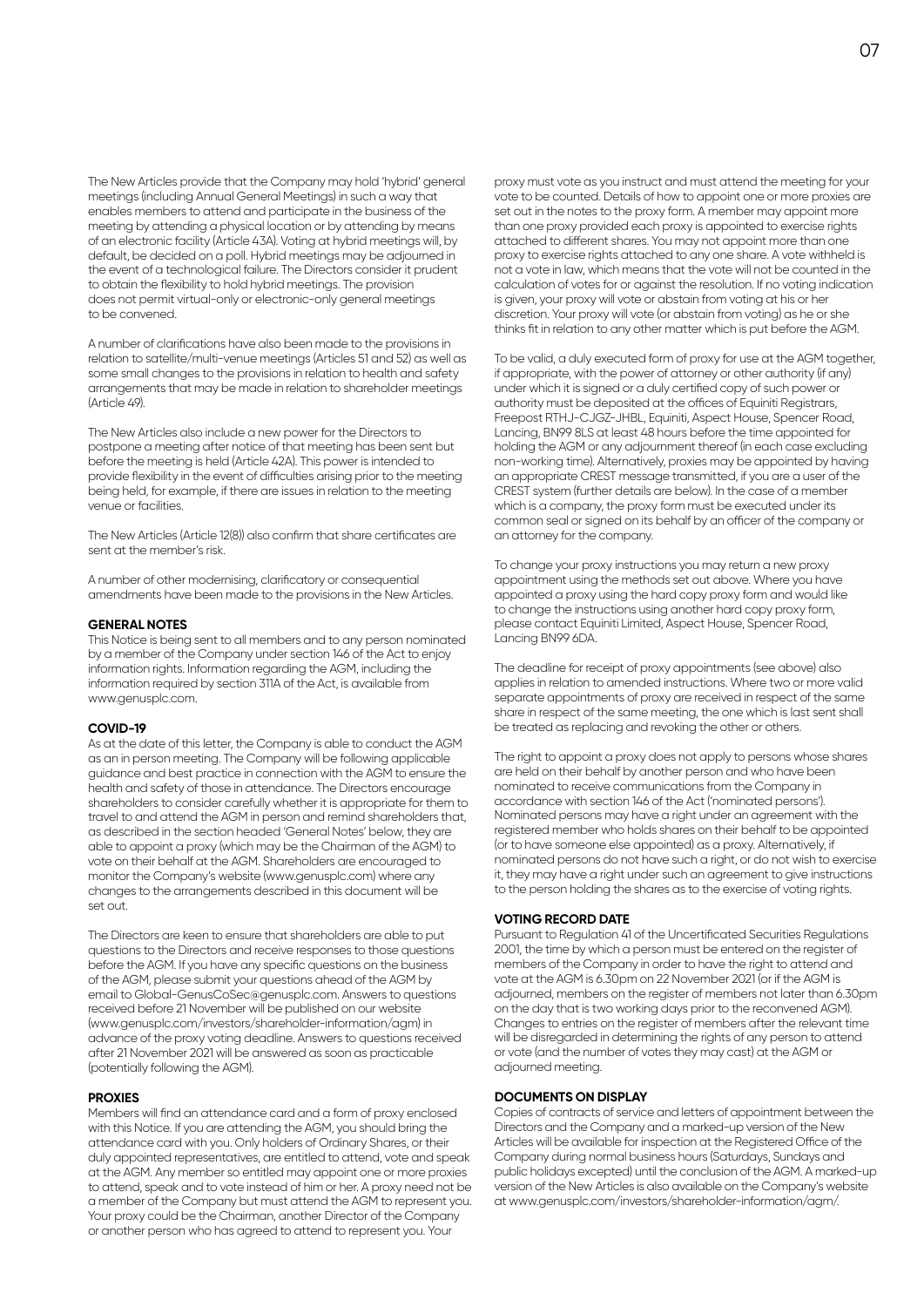The New Articles provide that the Company may hold 'hybrid' general meetings (including Annual General Meetings) in such a way that enables members to attend and participate in the business of the meeting by attending a physical location or by attending by means of an electronic facility (Article 43A). Voting at hybrid meetings will, by default, be decided on a poll. Hybrid meetings may be adjourned in the event of a technological failure. The Directors consider it prudent to obtain the flexibility to hold hybrid meetings. The provision does not permit virtual-only or electronic-only general meetings to be convened.

A number of clarifications have also been made to the provisions in relation to satellite/multi-venue meetings (Articles 51 and 52) as well as some small changes to the provisions in relation to health and safety arrangements that may be made in relation to shareholder meetings (Article 49).

The New Articles also include a new power for the Directors to postpone a meeting after notice of that meeting has been sent but before the meeting is held (Article 42A). This power is intended to provide flexibility in the event of difficulties arising prior to the meeting being held, for example, if there are issues in relation to the meeting venue or facilities.

The New Articles (Article 12(8)) also confirm that share certificates are sent at the member's risk.

A number of other modernising, clarificatory or consequential amendments have been made to the provisions in the New Articles.

**GENERAL NOTES**

This Notice is being sent to all members and to any person nominated by a member of the Company under section 146 of the Act to enjoy information rights. Information regarding the AGM, including the information required by section 311A of the Act, is available from www.genusplc.com.

**COVID-19**

As at the date of this letter, the Company is able to conduct the AGM as an in person meeting. The Company will be following applicable guidance and best practice in connection with the AGM to ensure the health and safety of those in attendance. The Directors encourage shareholders to consider carefully whether it is appropriate for them to travel to and attend the AGM in person and remind shareholders that, as described in the section headed 'General Notes' below, they are able to appoint a proxy (which may be the Chairman of the AGM) to vote on their behalf at the AGM. Shareholders are encouraged to monitor the Company's website (www.genusplc.com) where any changes to the arrangements described in this document will be set out.

The Directors are keen to ensure that shareholders are able to put questions to the Directors and receive responses to those questions before the AGM. If you have any specific questions on the business of the AGM, please submit your questions ahead of the AGM by email to Global-GenusCoSec@genusplc.com. Answers to questions received before 21 November will be published on our website (www.genusplc.com/investors/shareholder-information/agm) in advance of the proxy voting deadline. Answers to questions received after 21 November 2021 will be answered as soon as practicable (potentially following the AGM).

**PROXIES**

Members will find an attendance card and a form of proxy enclosed with this Notice. If you are attending the AGM, you should bring the attendance card with you. Only holders of Ordinary Shares, or their duly appointed representatives, are entitled to attend, vote and speak at the AGM. Any member so entitled may appoint one or more proxies to attend, speak and to vote instead of him or her. A proxy need not be a member of the Company but must attend the AGM to represent you. Your proxy could be the Chairman, another Director of the Company or another person who has agreed to attend to represent you. Your proxy must vote as you instruct and must attend the meeting for your vote to be counted. Details of how to appoint one or more proxies are set out in the notes to the proxy form. A member may appoint more than one proxy provided each proxy is appointed to exercise rights attached to different shares. You may not appoint more than one proxy to exercise rights attached to any one share. A vote withheld is not a vote in law, which means that the vote will not be counted in the calculation of votes for or against the resolution. If no voting indication is given, your proxy will vote or abstain from voting at his or her discretion. Your proxy will vote (or abstain from voting) as he or she thinks fit in relation to any other matter which is put before the AGM.

To be valid, a duly executed form of proxy for use at the AGM together, if appropriate, with the power of attorney or other authority (if any) under which it is signed or a duly certified copy of such power or authority must be deposited at the offices of Equiniti Registrars, Freepost RTHJ-CJGZ-JHBL, Equiniti, Aspect House, Spencer Road, Lancing, BN99 8LS at least 48 hours before the time appointed for holding the AGM or any adjournment thereof (in each case excluding non-working time). Alternatively, proxies may be appointed by having an appropriate CREST message transmitted, if you are a user of the CREST system (further details are below). In the case of a member which is a company, the proxy form must be executed under its common seal or signed on its behalf by an officer of the company or an attorney for the company.

To change your proxy instructions you may return a new proxy appointment using the methods set out above. Where you have appointed a proxy using the hard copy proxy form and would like to change the instructions using another hard copy proxy form, please contact Equiniti Limited, Aspect House, Spencer Road, Lancing BN99 6DA.

The deadline for receipt of proxy appointments (see above) also applies in relation to amended instructions. Where two or more valid separate appointments of proxy are received in respect of the same share in respect of the same meeting, the one which is last sent shall be treated as replacing and revoking the other or others.

The right to appoint a proxy does not apply to persons whose shares are held on their behalf by another person and who have been nominated to receive communications from the Company in accordance with section 146 of the Act ('nominated persons'). Nominated persons may have a right under an agreement with the registered member who holds shares on their behalf to be appointed (or to have someone else appointed) as a proxy. Alternatively, if nominated persons do not have such a right, or do not wish to exercise it, they may have a right under such an agreement to give instructions to the person holding the shares as to the exercise of voting rights.

**VOTING RECORD DATE**

Pursuant to Regulation 41 of the Uncertificated Securities Regulations 2001, the time by which a person must be entered on the register of members of the Company in order to have the right to attend and vote at the AGM is 6.30pm on 22 November 2021 (or if the AGM is adjourned, members on the register of members not later than 6.30pm on the day that is two working days prior to the reconvened AGM). Changes to entries on the register of members after the relevant time will be disregarded in determining the rights of any person to attend or vote (and the number of votes they may cast) at the AGM or adjourned meeting.

**DOCUMENTS ON DISPLAY**

Copies of contracts of service and letters of appointment between the Directors and the Company and a marked-up version of the New Articles will be available for inspection at the Registered Office of the Company during normal business hours (Saturdays, Sundays and public holidays excepted) until the conclusion of the AGM. A marked-up version of the New Articles is also available on the Company's website at www.genusplc.com/investors/shareholder-information/agm/.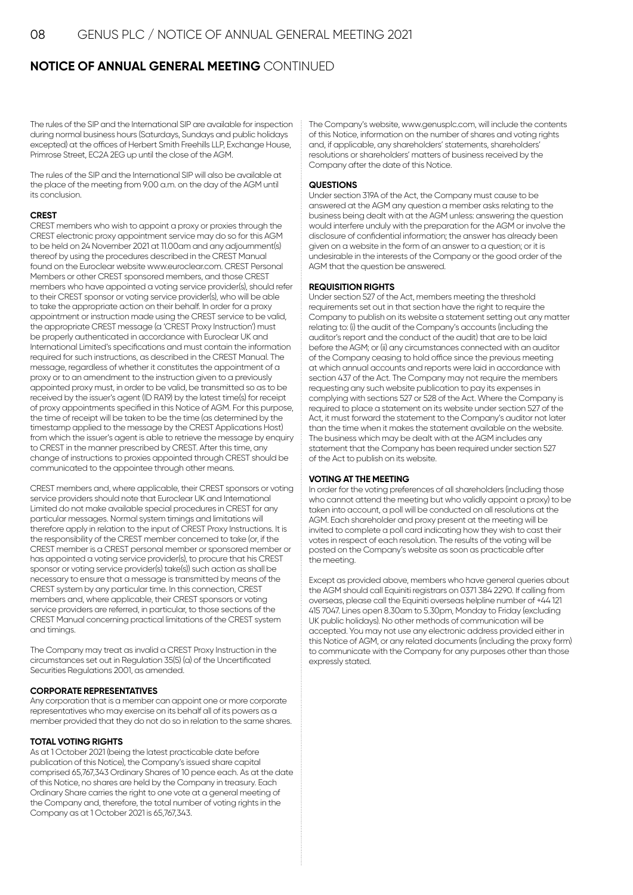## NOTICE OF ANNUAL GENERAL MEETING CONTINUED

The rules of the SIP and the International SIP are available for inspection during normal business hours (Saturdays, Sundays and public holidays excepted) at the offices of Herbert Smith Freehills LLP, Exchange House, Primrose Street, EC2A 2EG up until the close of the AGM.

The rules of the SIP and the International SIP will also be available at the place of the meeting from 9.00 a.m. on the day of the AGM until its conclusion.

### CREST

CREST members who wish to appoint a proxy or proxies through the CREST electronic proxy appointment service may do so for this AGM to be held on 24 November 2021 at 11.00am and any adjournment(s) thereof by using the procedures described in the CREST Manual found on the Euroclear website www.euroclear.com. CREST Personal Members or other CREST sponsored members, and those CREST members who have appointed a voting service provider(s), should refer to their CREST sponsor or voting service provider(s), who will be able to take the appropriate action on their behalf. In order for a proxy appointment or instruction made using the CREST service to be valid, the appropriate CREST message (a 'CREST Proxy Instruction') must be properly authenticated in accordance with Euroclear UK and International Limited's specifications and must contain the information required for such instructions, as described in the CREST Manual. The message, regardless of whether it constitutes the appointment of a proxy or to an amendment to the instruction given to a previously appointed proxy must, in order to be valid, be transmitted so as to be received by the issuer's agent (ID RA19) by the latest time(s) for receipt of proxy appointments specified in this Notice of AGM. For this purpose, the time of receipt will be taken to be the time (as determined by the timestamp applied to the message by the CREST Applications Host) from which the issuer's agent is able to retrieve the message by enquiry to CREST in the manner prescribed by CREST. After this time, any change of instructions to proxies appointed through CREST should be communicated to the appointee through other means.

CREST members and, where applicable, their CREST sponsors or voting service providers should note that Euroclear UK and International Limited do not make available special procedures in CREST for any particular messages. Normal system timings and limitations will therefore apply in relation to the input of CREST Proxy Instructions. It is the responsibility of the CREST member concerned to take (or, if the CREST member is a CREST personal member or sponsored member or has appointed a voting service provider(s), to procure that his CREST sponsor or voting service provider(s) take(s)) such action as shall be necessary to ensure that a message is transmitted by means of the CREST system by any particular time. In this connection, CREST members and, where applicable, their CREST sponsors or voting service providers are referred, in particular, to those sections of the CREST Manual concerning practical limitations of the CREST system and timings.

The Company may treat as invalid a CREST Proxy Instruction in the circumstances set out in Regulation 35(5) (a) of the Uncertificated Securities Regulations 2001, as amended.

### CORPORATE REPRESENTATIVES

Any corporation that is a member can appoint one or more corporate representatives who may exercise on its behalf all of its powers as a member provided that they do not do so in relation to the same shares.

### TOTAL VOTING RIGHTS

As at 1 October 2021 (being the latest practicable date before publication of this Notice), the Company's issued share capital comprised 65,767,343 Ordinary Shares of 10 pence each. As at the date of this Notice, no shares are held by the Company in treasury. Each Ordinary Share carries the right to one vote at a general meeting of the Company and, therefore, the total number of voting rights in the Company as at 1 October 2021 is 65,767,343.

The Company's website, www.genusplc.com, will include the contents of this Notice, information on the number of shares and voting rights and, if applicable, any shareholders' statements, shareholders' resolutions or shareholders' matters of business received by the Company after the date of this Notice.

### QUESTIONS

Under section 319A of the Act, the Company must cause to be answered at the AGM any question a member asks relating to the business being dealt with at the AGM unless: answering the question would interfere unduly with the preparation for the AGM or involve the disclosure of confidential information; the answer has already been given on a website in the form of an answer to a question; or it is undesirable in the interests of the Company or the good order of the AGM that the question be answered.

### REQUISITION RIGHTS

Under section 527 of the Act, members meeting the threshold requirements set out in that section have the right to require the Company to publish on its website a statement setting out any matter relating to: (i) the audit of the Company's accounts (including the auditor's report and the conduct of the audit) that are to be laid before the AGM; or (ii) any circumstances connected with an auditor of the Company ceasing to hold office since the previous meeting at which annual accounts and reports were laid in accordance with section 437 of the Act. The Company may not require the members requesting any such website publication to pay its expenses in complying with sections 527 or 528 of the Act. Where the Company is required to place a statement on its website under section 527 of the Act, it must forward the statement to the Company's auditor not later than the time when it makes the statement available on the website. The business which may be dealt with at the AGM includes any statement that the Company has been required under section 527 of the Act to publish on its website.

### VOTING AT THE MEETING

In order for the voting preferences of all shareholders (including those who cannot attend the meeting but who validly appoint a proxy) to be taken into account, a poll will be conducted on all resolutions at the AGM. Each shareholder and proxy present at the meeting will be invited to complete a poll card indicating how they wish to cast their votes in respect of each resolution. The results of the voting will be posted on the Company's website as soon as practicable after the meeting.

Except as provided above, members who have general queries about the AGM should call Equiniti registrars on 0371 384 2290. If calling from overseas, please call the Equiniti overseas helpline number of +44 121 415 7047. Lines open 8.30am to 5.30pm, Monday to Friday (excluding UK public holidays). No other methods of communication will be accepted. You may not use any electronic address provided either in this Notice of AGM, or any related documents (including the proxy form) to communicate with the Company for any purposes other than those expressly stated.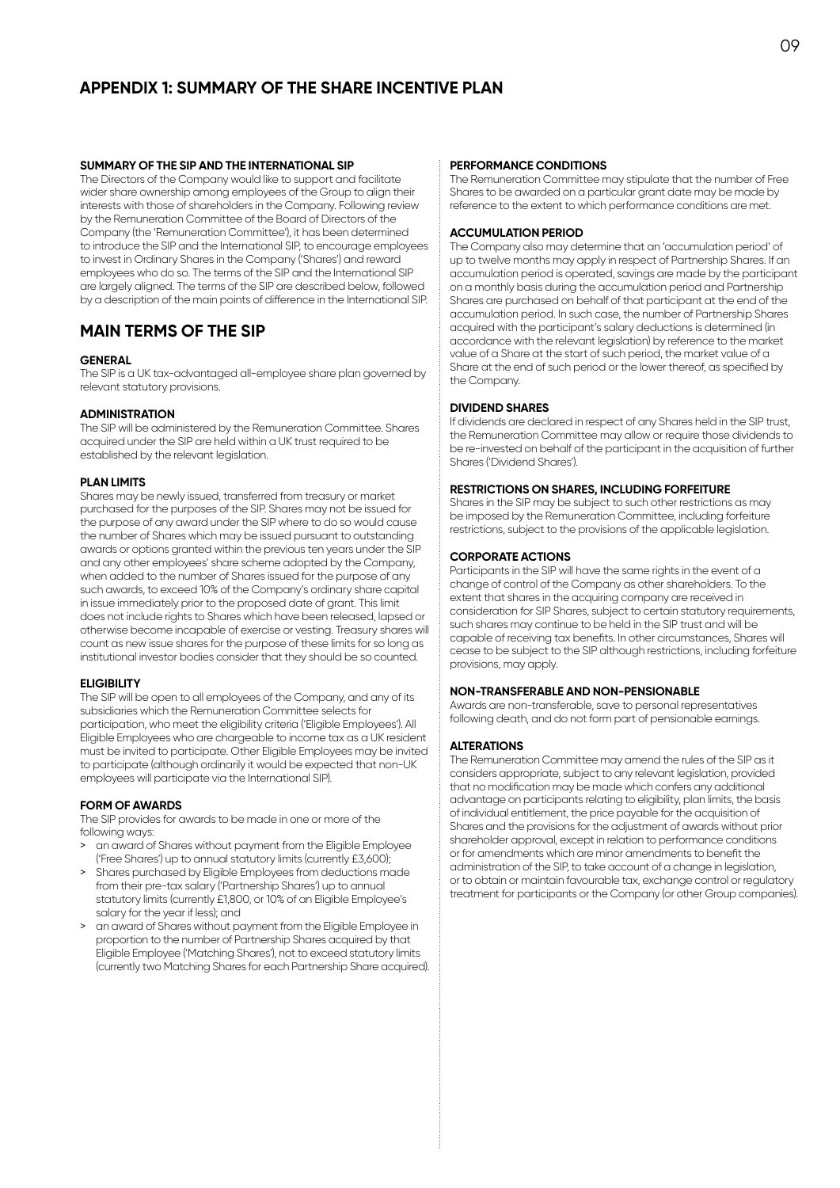# APPENDIX 1: SUMMARY OF THE SHARE INCENTIVE PLAN

### SUMMARY OF THE SIP AND THE INTERNATIONAL SIP

The Directors of the Company would like to support and facilitate wider share ownership among employees of the Group to align their interests with those of shareholders in the Company. Following review by the Remuneration Committee of the Board of Directors of the Company (the 'Remuneration Committee'), it has been determined to introduce the SIP and the International SIP, to encourage employees to invest in Ordinary Shares in the Company ('Shares') and reward employees who do so. The terms of the SIP and the International SIP are largely aligned. The terms of the SIP are described below, followed by a description of the main points of difference in the International SIP.

## MAIN TERMS OF THE SIP

### GENERAL

The SIP is a UK tax-advantaged all-employee share plan governed by relevant statutory provisions.

### ADMINISTRATION

The SIP will be administered by the Remuneration Committee. Shares acquired under the SIP are held within a UK trust required to be established by the relevant legislation.

### PLAN LIMITS

Shares may be newly issued, transferred from treasury or market purchased for the purposes of the SIP. Shares may not be issued for the purpose of any award under the SIP where to do so would cause the number of Shares which may be issued pursuant to outstanding awards or options granted within the previous ten years under the SIP and any other employees' share scheme adopted by the Company, when added to the number of Shares issued for the purpose of any such awards, to exceed 10% of the Company's ordinary share capital in issue immediately prior to the proposed date of grant. This limit does not include rights to Shares which have been released, lapsed or otherwise become incapable of exercise or vesting. Treasury shares will count as new issue shares for the purpose of these limits for so long as institutional investor bodies consider that they should be so counted.

### ELIGIBILITY

The SIP will be open to all employees of the Company, and any of its subsidiaries which the Remuneration Committee selects for participation, who meet the eligibility criteria ('Eligible Employees'). All Eligible Employees who are chargeable to income tax as a UK resident must be invited to participate. Other Eligible Employees may be invited to participate (although ordinarily it would be expected that non-UK employees will participate via the International SIP).

### FORM OF AWARDS

The SIP provides for awards to be made in one or more of the following ways:

> an award of Shares without payment from the Eligible Employee ('Free Shares') up to annual statutory limits (currently £3,600);

> Shares purchased by Eligible Employees from deductions made from their pre-tax salary ('Partnership Shares') up to annual statutory limits (currently £1,800, or 10% of an Eligible Employee's salary for the year if less); and

> an award of Shares without payment from the Eligible Employee in proportion to the number of Partnership Shares acquired by that Eligible Employee ('Matching Shares'), not to exceed statutory limits (currently two Matching Shares for each Partnership Share acquired).

### PERFORMANCE CONDITIONS

The Remuneration Committee may stipulate that the number of Free Shares to be awarded on a particular grant date may be made by reference to the extent to which performance conditions are met.

### ACCUMULATION PERIOD

The Company also may determine that an 'accumulation period' of up to twelve months may apply in respect of Partnership Shares. If an accumulation period is operated, savings are made by the participant on a monthly basis during the accumulation period and Partnership Shares are purchased on behalf of that participant at the end of the accumulation period. In such case, the number of Partnership Shares acquired with the participant's salary deductions is determined (in accordance with the relevant legislation) by reference to the market value of a Share at the start of such period, the market value of a Share at the end of such period or the lower thereof, as specified by the Company.

### DIVIDEND SHARES

If dividends are declared in respect of any Shares held in the SIP trust, the Remuneration Committee may allow or require those dividends to be re-invested on behalf of the participant in the acquisition of further Shares ('Dividend Shares').

### RESTRICTIONS ON SHARES, INCLUDING FORFEITURE

Shares in the SIP may be subject to such other restrictions as may be imposed by the Remuneration Committee, including forfeiture restrictions, subject to the provisions of the applicable legislation.

### CORPORATE ACTIONS

Participants in the SIP will have the same rights in the event of a change of control of the Company as other shareholders. To the extent that shares in the acquiring company are received in consideration for SIP Shares, subject to certain statutory requirements, such shares may continue to be held in the SIP trust and will be capable of receiving tax benefits. In other circumstances, Shares will cease to be subject to the SIP although restrictions, including forfeiture provisions, may apply.

### NON-TRANSFERABLE AND NON-PENSIONABLE

Awards are non-transferable, save to personal representatives following death, and do not form part of pensionable earnings.

### ALTERATIONS

The Remuneration Committee may amend the rules of the SIP as it considers appropriate, subject to any relevant legislation, provided that no modification may be made which confers any additional advantage on participants relating to eligibility, plan limits, the basis of individual entitlement, the price payable for the acquisition of Shares and the provisions for the adjustment of awards without prior shareholder approval, except in relation to performance conditions or for amendments which are minor amendments to benefit the administration of the SIP, to take account of a change in legislation, or to obtain or maintain favourable tax, exchange control or regulatory treatment for participants or the Company (or other Group companies).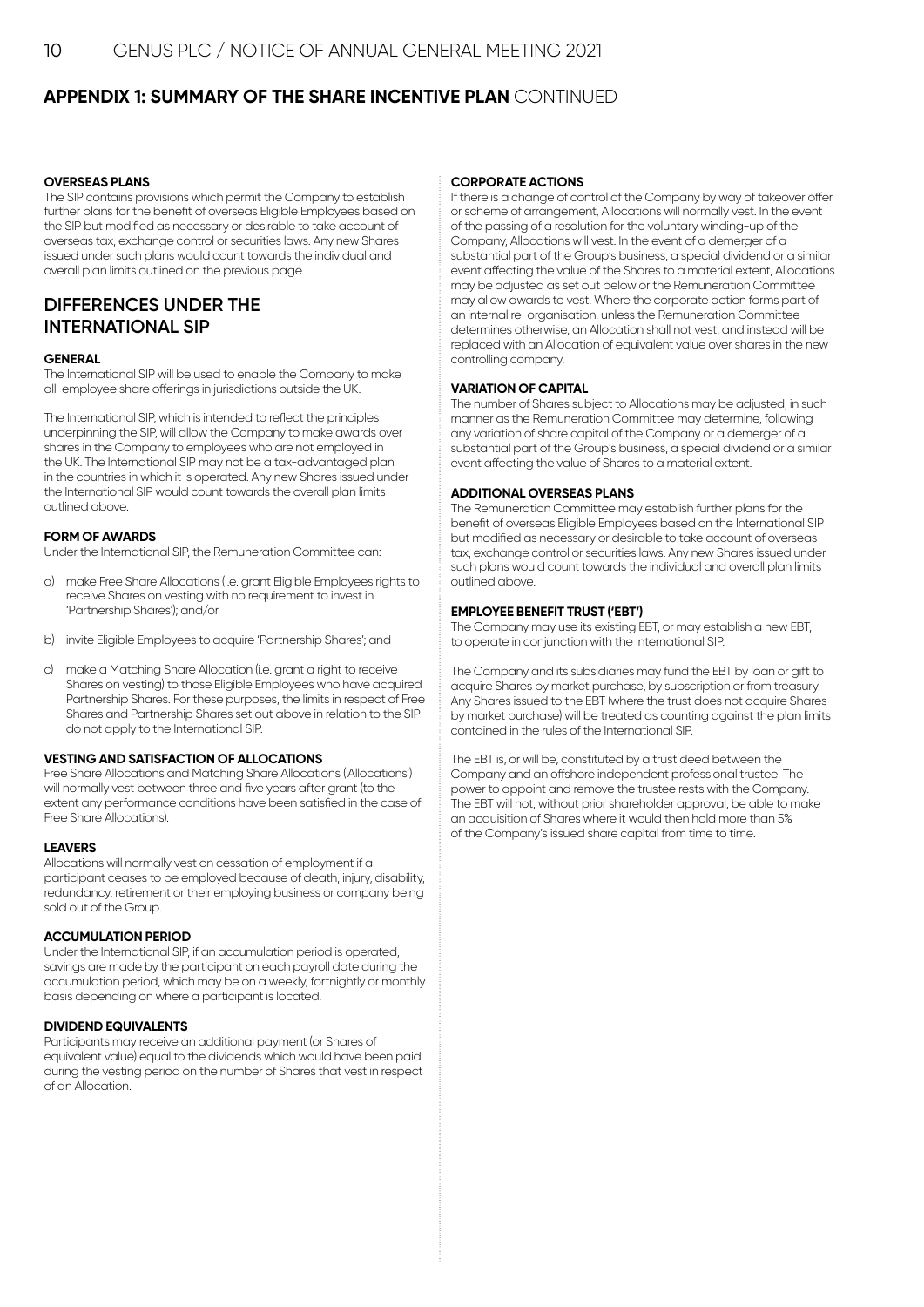## APPENDIX 1: SUMMARY OF THE SHARE INCENTIVE PLAN CONTINUED

#### OVERSEAS PLANS

The SIP contains provisions which permit the Company to establish further plans for the benefit of overseas Eligible Employees based on the SIP but modified as necessary or desirable to take account of overseas tax, exchange control or securities laws. Any new Shares issued under such plans would count towards the individual and overall plan limits outlined on the previous page.

### DIFFERENCES UNDER THE INTERNATIONAL SIP

#### GENERAL

The International SIP will be used to enable the Company to make all-employee share offerings in jurisdictions outside the UK.

The International SIP, which is intended to reflect the principles underpinning the SIP, will allow the Company to make awards over shares in the Company to employees who are not employed in the UK. The International SIP may not be a tax-advantaged plan in the countries in which it is operated. Any new Shares issued under the International SIP would count towards the overall plan limits outlined above.

#### FORM OF AWARDS

Under the International SIP, the Remuneration Committee can:

a) make Free Share Allocations (i.e. grant Eligible Employees rights to receive Shares on vesting with no requirement to invest in 'Partnership Shares'); and/or

b) invite Eligible Employees to acquire 'Partnership Shares'; and

c) make a Matching Share Allocation (i.e. grant a right to receive Shares on vesting) to those Eligible Employees who have acquired Partnership Shares. For these purposes, the limits in respect of Free Shares and Partnership Shares set out above in relation to the SIP do not apply to the International SIP.

#### VESTING AND SATISFACTION OF ALLOCATIONS

Free Share Allocations and Matching Share Allocations ('Allocations') will normally vest between three and five years after grant (to the extent any performance conditions have been satisfied in the case of Free Share Allocations).

#### LEAVERS

Allocations will normally vest on cessation of employment if a participant ceases to be employed because of death, injury, disability, redundancy, retirement or their employing business or company being sold out of the Group.

#### ACCUMULATION PERIOD

Under the International SIP, if an accumulation period is operated, savings are made by the participant on each payroll date during the accumulation period, which may be on a weekly, fortnightly or monthly basis depending on where a participant is located.

#### DIVIDEND EQUIVALENTS

Participants may receive an additional payment (or Shares of equivalent value) equal to the dividends which would have been paid during the vesting period on the number of Shares that vest in respect of an Allocation.

#### CORPORATE ACTIONS

If there is a change of control of the Company by way of takeover offer or scheme of arrangement, Allocations will normally vest. In the event of the passing of a resolution for the voluntary winding-up of the Company, Allocations will vest. In the event of a demerger of a substantial part of the Group's business, a special dividend or a similar event affecting the value of the Shares to a material extent, Allocations may be adjusted as set out below or the Remuneration Committee may allow awards to vest. Where the corporate action forms part of an internal re-organisation, unless the Remuneration Committee determines otherwise, an Allocation shall not vest, and instead will be replaced with an Allocation of equivalent value over shares in the new controlling company.

#### VARIATION OF CAPITAL

The number of Shares subject to Allocations may be adjusted, in such manner as the Remuneration Committee may determine, following any variation of share capital of the Company or a demerger of a substantial part of the Group's business, a special dividend or a similar event affecting the value of Shares to a material extent.

#### ADDITIONAL OVERSEAS PLANS

The Remuneration Committee may establish further plans for the benefit of overseas Eligible Employees based on the International SIP but modified as necessary or desirable to take account of overseas tax, exchange control or securities laws. Any new Shares issued under such plans would count towards the individual and overall plan limits outlined above.

#### EMPLOYEE BENEFIT TRUST ('EBT')

The Company may use its existing EBT, or may establish a new EBT, to operate in conjunction with the International SIP.

The Company and its subsidiaries may fund the EBT by loan or gift to acquire Shares by market purchase, by subscription or from treasury. Any Shares issued to the EBT (where the trust does not acquire Shares by market purchase) will be treated as counting against the plan limits contained in the rules of the International SIP.

The EBT is, or will be, constituted by a trust deed between the Company and an offshore independent professional trustee. The power to appoint and remove the trustee rests with the Company. The EBT will not, without prior shareholder approval, be able to make an acquisition of Shares where it would then hold more than 5% of the Company's issued share capital from time to time.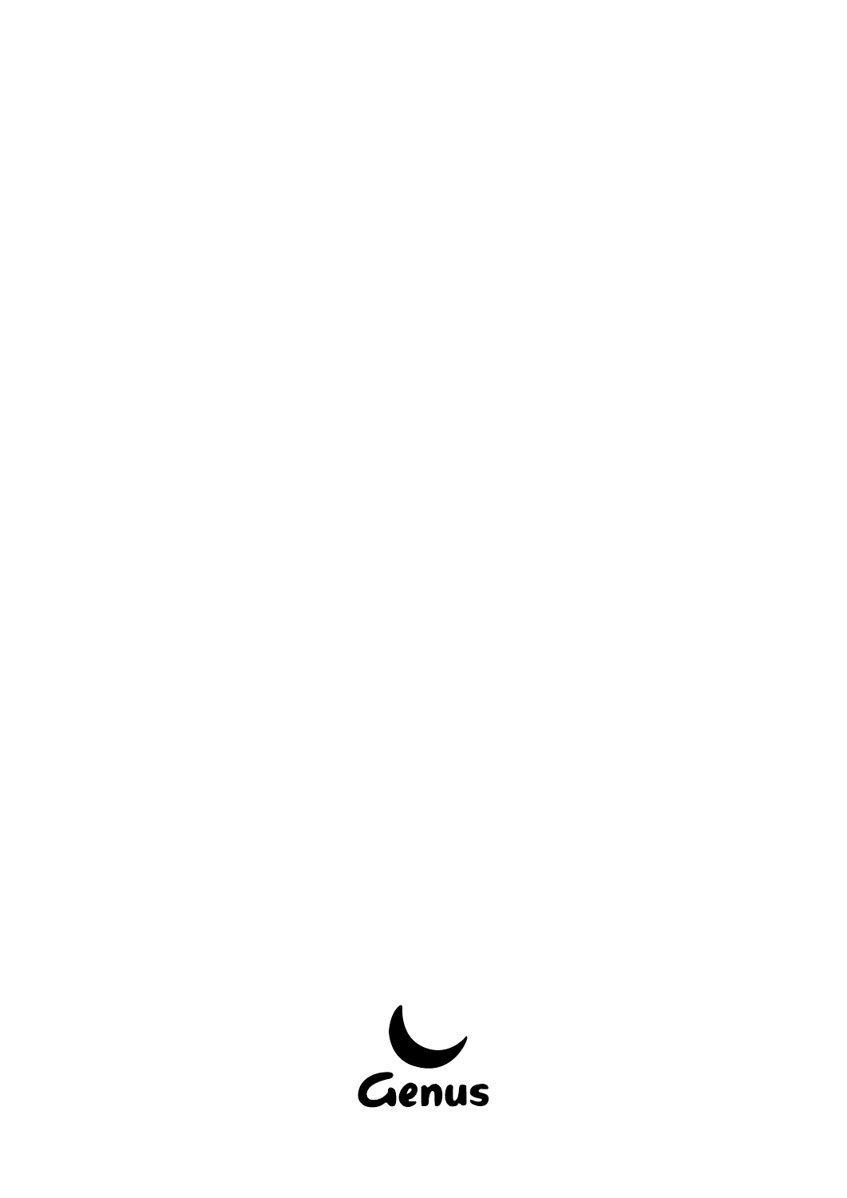Genus